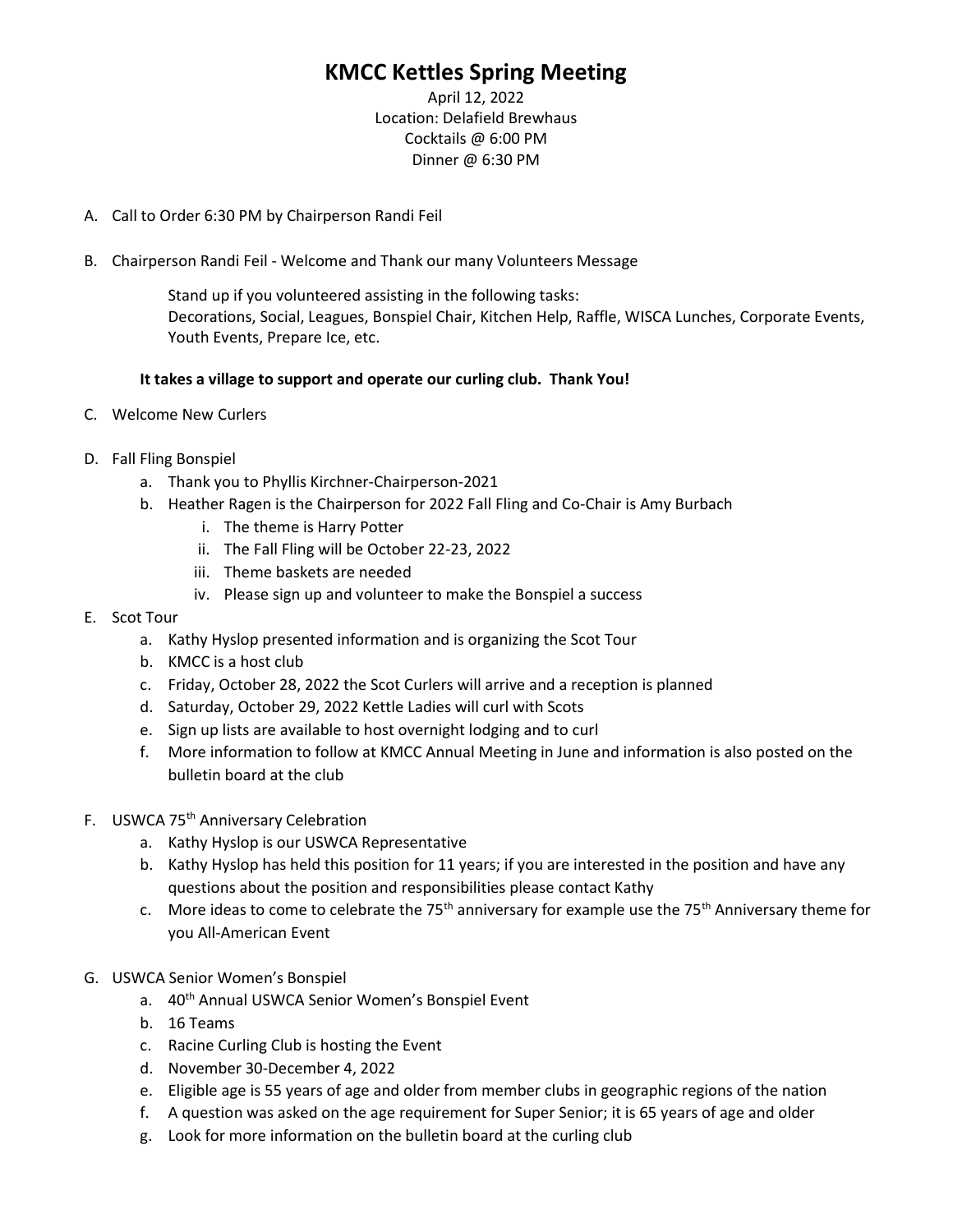# KMCC Kettles Spring Meeting

April 12, 2022
Location: Delafield Brewhaus
Cocktails @ 6:00 PM
Dinner @ 6:30 PM

A. Call to Order 6:30 PM by Chairperson Randi Feil

B. Chairperson Randi Feil - Welcome and Thank our many Volunteers Message

   Stand up if you volunteered assisting in the following tasks:
   Decorations, Social, Leagues, Bonspiel Chair, Kitchen Help, Raffle, WISCA Lunches, Corporate Events, Youth Events, Prepare Ice, etc.

   **It takes a village to support and operate our curling club. Thank You!**

C. Welcome New Curlers

D. Fall Fling Bonspiel
   a. Thank you to Phyllis Kirchner-Chairperson-2021
   b. Heather Ragen is the Chairperson for 2022 Fall Fling and Co-Chair is Amy Burbach
      i. The theme is Harry Potter
      ii. The Fall Fling will be October 22-23, 2022
      iii. Theme baskets are needed
      iv. Please sign up and volunteer to make the Bonspiel a success

E. Scot Tour
   a. Kathy Hyslop presented information and is organizing the Scot Tour
   b. KMCC is a host club
   c. Friday, October 28, 2022 the Scot Curlers will arrive and a reception is planned
   d. Saturday, October 29, 2022 Kettle Ladies will curl with Scots
   e. Sign up lists are available to host overnight lodging and to curl
   f. More information to follow at KMCC Annual Meeting in June and information is also posted on the bulletin board at the club

F. USWCA 75th Anniversary Celebration
   a. Kathy Hyslop is our USWCA Representative
   b. Kathy Hyslop has held this position for 11 years; if you are interested in the position and have any questions about the position and responsibilities please contact Kathy
   c. More ideas to come to celebrate the 75th anniversary for example use the 75th Anniversary theme for you All-American Event

G. USWCA Senior Women's Bonspiel
   a. 40th Annual USWCA Senior Women's Bonspiel Event
   b. 16 Teams
   c. Racine Curling Club is hosting the Event
   d. November 30-December 4, 2022
   e. Eligible age is 55 years of age and older from member clubs in geographic regions of the nation
   f. A question was asked on the age requirement for Super Senior; it is 65 years of age and older
   g. Look for more information on the bulletin board at the curling club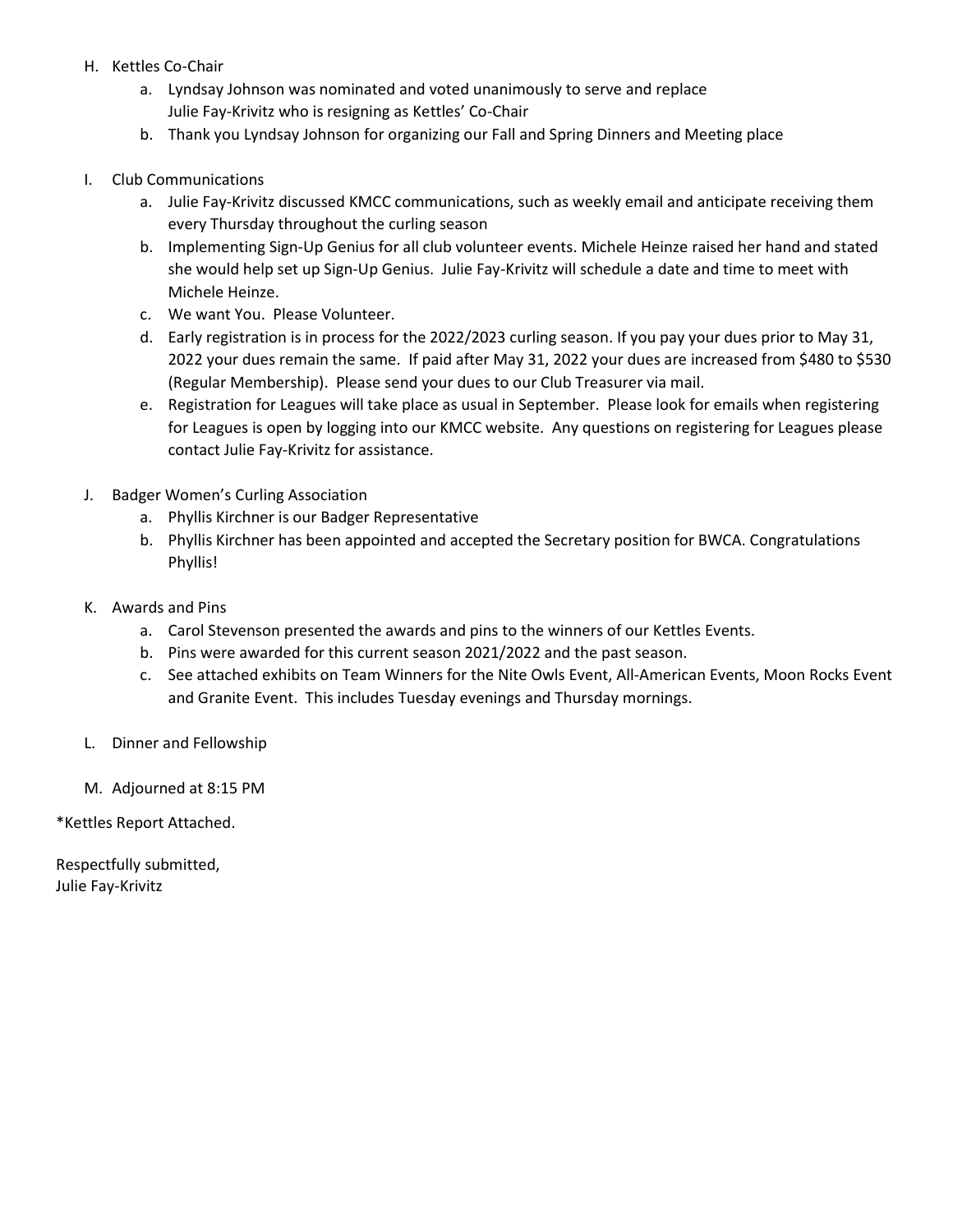H. Kettles Co-Chair
    a. Lyndsay Johnson was nominated and voted unanimously to serve and replace Julie Fay-Krivitz who is resigning as Kettles' Co-Chair
    b. Thank you Lyndsay Johnson for organizing our Fall and Spring Dinners and Meeting place

I. Club Communications
    a. Julie Fay-Krivitz discussed KMCC communications, such as weekly email and anticipate receiving them every Thursday throughout the curling season
    b. Implementing Sign-Up Genius for all club volunteer events. Michele Heinze raised her hand and stated she would help set up Sign-Up Genius. Julie Fay-Krivitz will schedule a date and time to meet with Michele Heinze.
    c. We want You. Please Volunteer.
    d. Early registration is in process for the 2022/2023 curling season. If you pay your dues prior to May 31, 2022 your dues remain the same. If paid after May 31, 2022 your dues are increased from $480 to $530 (Regular Membership). Please send your dues to our Club Treasurer via mail.
    e. Registration for Leagues will take place as usual in September. Please look for emails when registering for Leagues is open by logging into our KMCC website. Any questions on registering for Leagues please contact Julie Fay-Krivitz for assistance.

J. Badger Women's Curling Association
    a. Phyllis Kirchner is our Badger Representative
    b. Phyllis Kirchner has been appointed and accepted the Secretary position for BWCA. Congratulations Phyllis!

K. Awards and Pins
    a. Carol Stevenson presented the awards and pins to the winners of our Kettles Events.
    b. Pins were awarded for this current season 2021/2022 and the past season.
    c. See attached exhibits on Team Winners for the Nite Owls Event, All-American Events, Moon Rocks Event and Granite Event. This includes Tuesday evenings and Thursday mornings.

L. Dinner and Fellowship

M. Adjourned at 8:15 PM

*Kettles Report Attached.

Respectfully submitted,
Julie Fay-Krivitz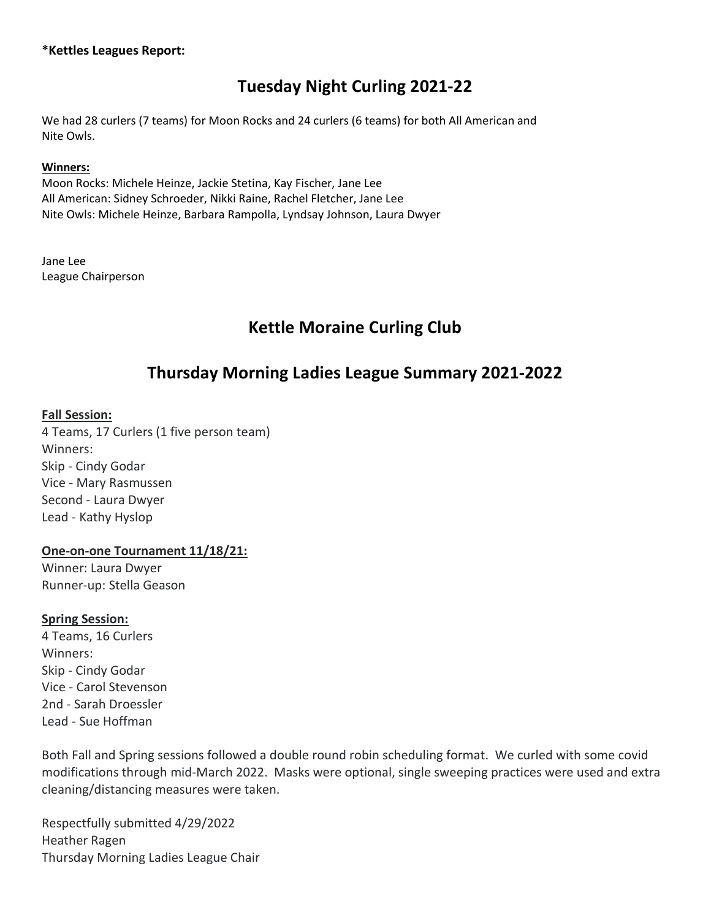**\*Kettles Leagues Report:**

## Tuesday Night Curling 2021-22

We had 28 curlers (7 teams) for Moon Rocks and 24 curlers (6 teams) for both All American and Nite Owls.

**Winners:**
Moon Rocks: Michele Heinze, Jackie Stetina, Kay Fischer, Jane Lee
All American: Sidney Schroeder, Nikki Raine, Rachel Fletcher, Jane Lee
Nite Owls: Michele Heinze, Barbara Rampolla, Lyndsay Johnson, Laura Dwyer

Jane Lee
League Chairperson

## Kettle Moraine Curling Club

## Thursday Morning Ladies League Summary 2021-2022

**Fall Session:**
4 Teams, 17 Curlers (1 five person team)
Winners:
Skip - Cindy Godar
Vice - Mary Rasmussen
Second - Laura Dwyer
Lead - Kathy Hyslop

**One-on-one Tournament 11/18/21:**
Winner: Laura Dwyer
Runner-up: Stella Geason

**Spring Session:**
4 Teams, 16 Curlers
Winners:
Skip - Cindy Godar
Vice - Carol Stevenson
2nd - Sarah Droessler
Lead - Sue Hoffman

Both Fall and Spring sessions followed a double round robin scheduling format. We curled with some covid modifications through mid-March 2022. Masks were optional, single sweeping practices were used and extra cleaning/distancing measures were taken.

Respectfully submitted 4/29/2022
Heather Ragen
Thursday Morning Ladies League Chair